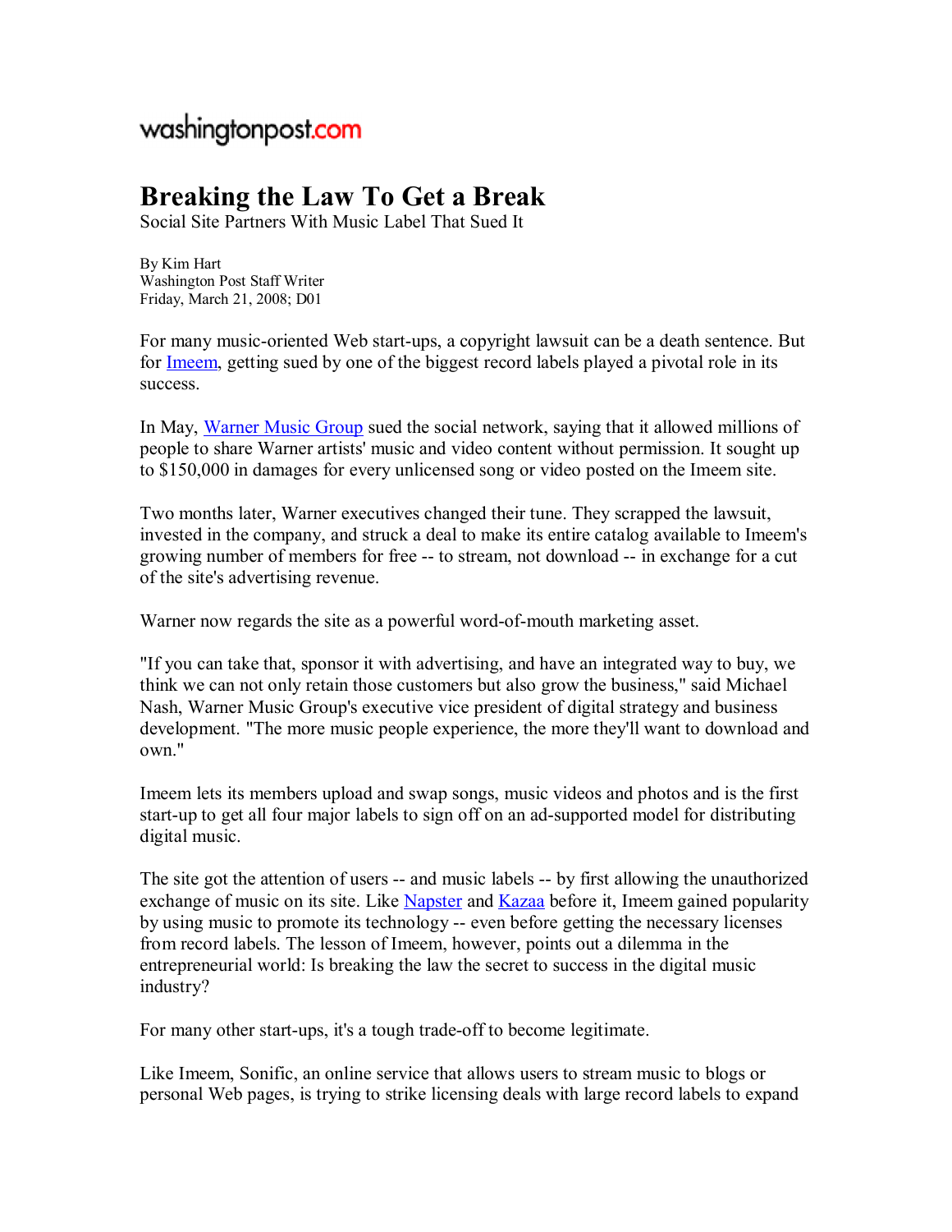washingtonpost.com

# Breaking the Law To Get a Break

Social Site Partners With Music Label That Sued It

By Kim Hart
Washington Post Staff Writer
Friday, March 21, 2008; D01

For many music-oriented Web start-ups, a copyright lawsuit can be a death sentence. But for Imeem, getting sued by one of the biggest record labels played a pivotal role in its success.

In May, Warner Music Group sued the social network, saying that it allowed millions of people to share Warner artists' music and video content without permission. It sought up to $150,000 in damages for every unlicensed song or video posted on the Imeem site.

Two months later, Warner executives changed their tune. They scrapped the lawsuit, invested in the company, and struck a deal to make its entire catalog available to Imeem's growing number of members for free -- to stream, not download -- in exchange for a cut of the site's advertising revenue.

Warner now regards the site as a powerful word-of-mouth marketing asset.

"If you can take that, sponsor it with advertising, and have an integrated way to buy, we think we can not only retain those customers but also grow the business," said Michael Nash, Warner Music Group's executive vice president of digital strategy and business development. "The more music people experience, the more they'll want to download and own."

Imeem lets its members upload and swap songs, music videos and photos and is the first start-up to get all four major labels to sign off on an ad-supported model for distributing digital music.

The site got the attention of users -- and music labels -- by first allowing the unauthorized exchange of music on its site. Like Napster and Kazaa before it, Imeem gained popularity by using music to promote its technology -- even before getting the necessary licenses from record labels. The lesson of Imeem, however, points out a dilemma in the entrepreneurial world: Is breaking the law the secret to success in the digital music industry?

For many other start-ups, it's a tough trade-off to become legitimate.

Like Imeem, Sonific, an online service that allows users to stream music to blogs or personal Web pages, is trying to strike licensing deals with large record labels to expand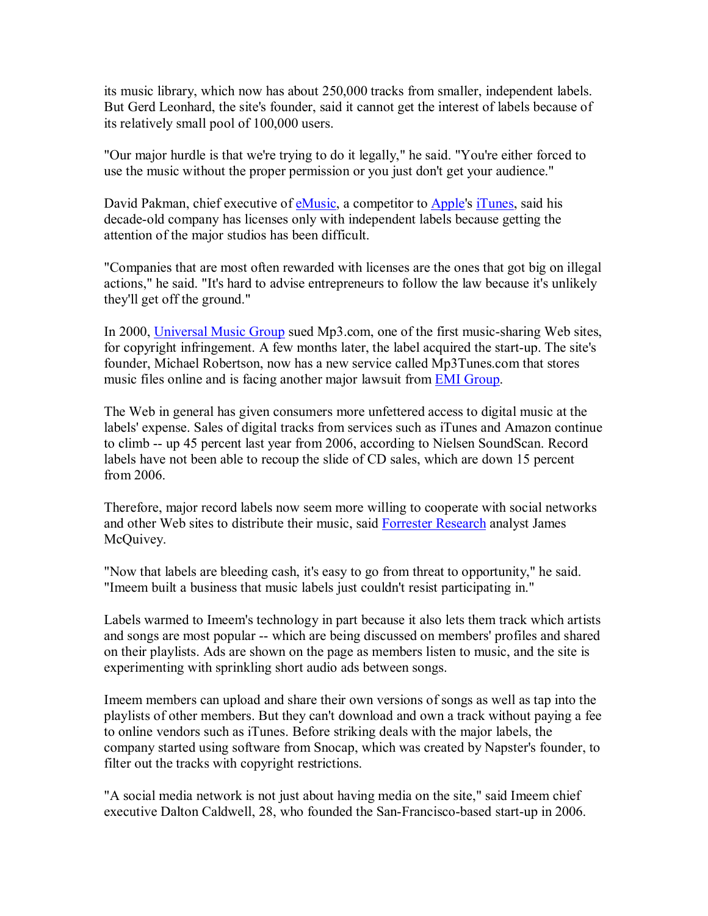its music library, which now has about 250,000 tracks from smaller, independent labels. But Gerd Leonhard, the site's founder, said it cannot get the interest of labels because of its relatively small pool of 100,000 users.

"Our major hurdle is that we're trying to do it legally," he said. "You're either forced to use the music without the proper permission or you just don't get your audience."

David Pakman, chief executive of eMusic, a competitor to Apple's iTunes, said his decade-old company has licenses only with independent labels because getting the attention of the major studios has been difficult.

"Companies that are most often rewarded with licenses are the ones that got big on illegal actions," he said. "It's hard to advise entrepreneurs to follow the law because it's unlikely they'll get off the ground."

In 2000, Universal Music Group sued Mp3.com, one of the first music-sharing Web sites, for copyright infringement. A few months later, the label acquired the start-up. The site's founder, Michael Robertson, now has a new service called Mp3Tunes.com that stores music files online and is facing another major lawsuit from EMI Group.

The Web in general has given consumers more unfettered access to digital music at the labels' expense. Sales of digital tracks from services such as iTunes and Amazon continue to climb -- up 45 percent last year from 2006, according to Nielsen SoundScan. Record labels have not been able to recoup the slide of CD sales, which are down 15 percent from 2006.

Therefore, major record labels now seem more willing to cooperate with social networks and other Web sites to distribute their music, said Forrester Research analyst James McQuivey.

"Now that labels are bleeding cash, it's easy to go from threat to opportunity," he said. "Imeem built a business that music labels just couldn't resist participating in."

Labels warmed to Imeem's technology in part because it also lets them track which artists and songs are most popular -- which are being discussed on members' profiles and shared on their playlists. Ads are shown on the page as members listen to music, and the site is experimenting with sprinkling short audio ads between songs.

Imeem members can upload and share their own versions of songs as well as tap into the playlists of other members. But they can't download and own a track without paying a fee to online vendors such as iTunes. Before striking deals with the major labels, the company started using software from Snocap, which was created by Napster's founder, to filter out the tracks with copyright restrictions.

"A social media network is not just about having media on the site," said Imeem chief executive Dalton Caldwell, 28, who founded the San-Francisco-based start-up in 2006.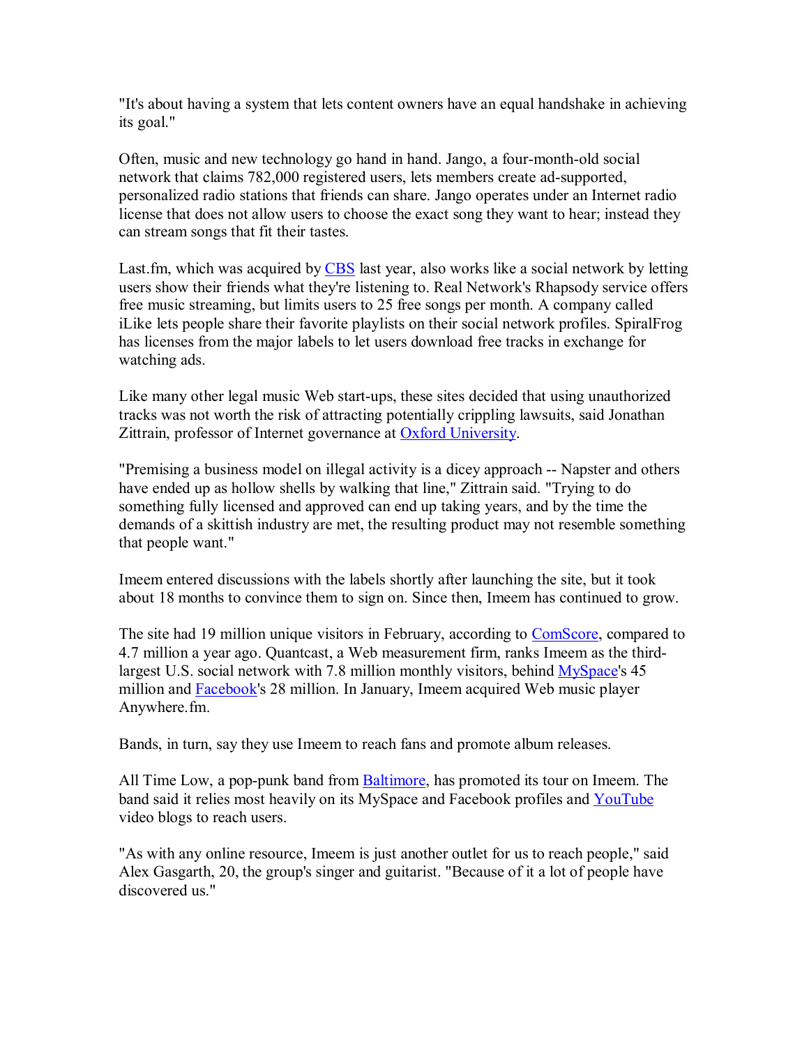"It's about having a system that lets content owners have an equal handshake in achieving its goal."

Often, music and new technology go hand in hand. Jango, a four-month-old social network that claims 782,000 registered users, lets members create ad-supported, personalized radio stations that friends can share. Jango operates under an Internet radio license that does not allow users to choose the exact song they want to hear; instead they can stream songs that fit their tastes.

Last.fm, which was acquired by CBS last year, also works like a social network by letting users show their friends what they're listening to. Real Network's Rhapsody service offers free music streaming, but limits users to 25 free songs per month. A company called iLike lets people share their favorite playlists on their social network profiles. SpiralFrog has licenses from the major labels to let users download free tracks in exchange for watching ads.

Like many other legal music Web start-ups, these sites decided that using unauthorized tracks was not worth the risk of attracting potentially crippling lawsuits, said Jonathan Zittrain, professor of Internet governance at Oxford University.

"Premising a business model on illegal activity is a dicey approach -- Napster and others have ended up as hollow shells by walking that line," Zittrain said. "Trying to do something fully licensed and approved can end up taking years, and by the time the demands of a skittish industry are met, the resulting product may not resemble something that people want."

Imeem entered discussions with the labels shortly after launching the site, but it took about 18 months to convince them to sign on. Since then, Imeem has continued to grow.

The site had 19 million unique visitors in February, according to ComScore, compared to 4.7 million a year ago. Quantcast, a Web measurement firm, ranks Imeem as the third-largest U.S. social network with 7.8 million monthly visitors, behind MySpace's 45 million and Facebook's 28 million. In January, Imeem acquired Web music player Anywhere.fm.

Bands, in turn, say they use Imeem to reach fans and promote album releases.

All Time Low, a pop-punk band from Baltimore, has promoted its tour on Imeem. The band said it relies most heavily on its MySpace and Facebook profiles and YouTube video blogs to reach users.

"As with any online resource, Imeem is just another outlet for us to reach people," said Alex Gasgarth, 20, the group's singer and guitarist. "Because of it a lot of people have discovered us."